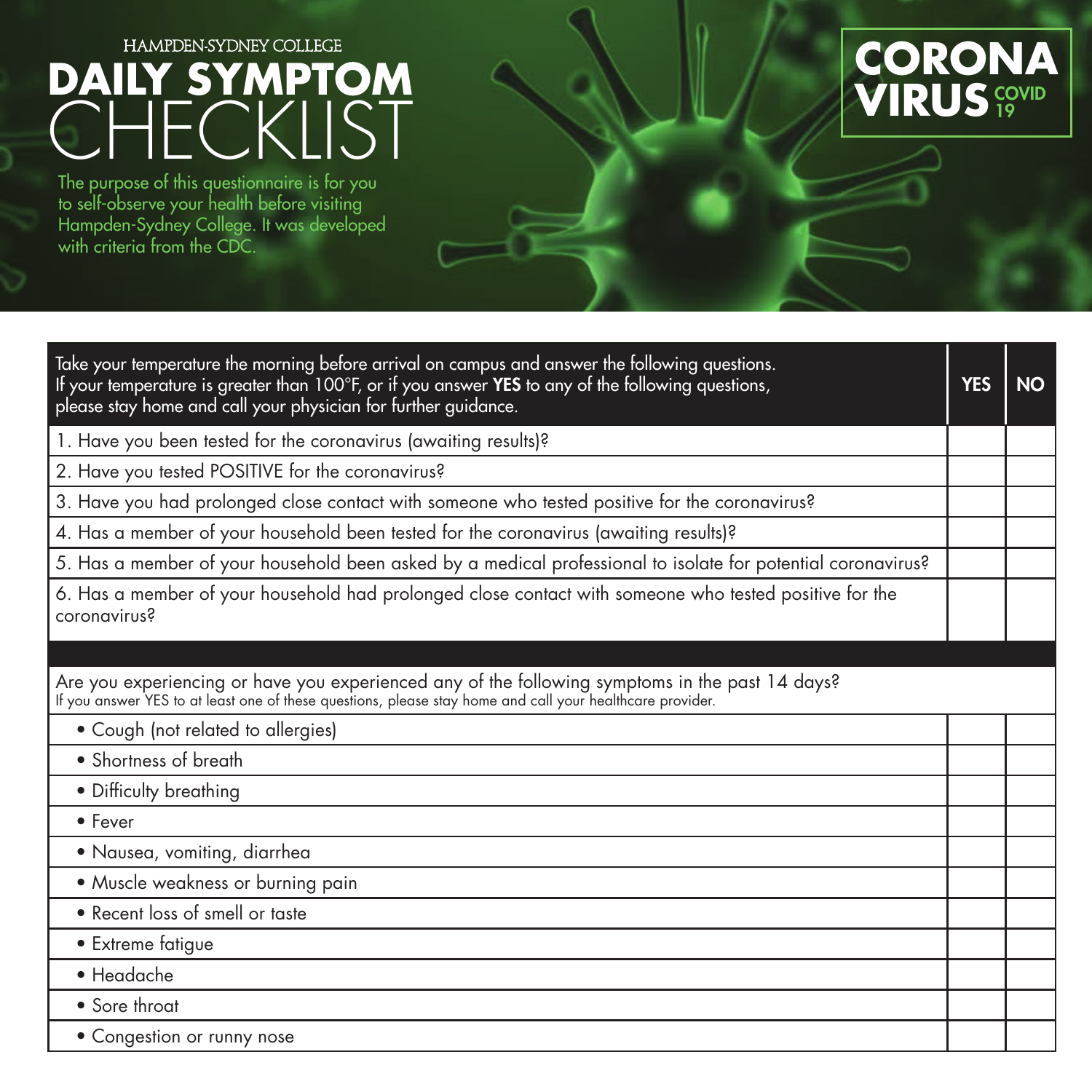HAMPDEN-SYDNEY COLLEGE

# DAILY SYMPTOM CHECKLIST

**CORONA VIRUS COVID 19**

The purpose of this questionnaire is for you to self-observe your health before visiting Hampden-Sydney College. It was developed with criteria from the CDC.

| Take your temperature the morning before arrival on campus and answer the following questions. If your temperature is greater than 100°F, or if you answer **YES** to any of the following questions, please stay home and call your physician for further guidance. | YES | NO |
|---|---|---|
| 1. Have you been tested for the coronavirus (awaiting results)? | | |
| 2. Have you tested POSITIVE for the coronavirus? | | |
| 3. Have you had prolonged close contact with someone who tested positive for the coronavirus? | | |
| 4. Has a member of your household been tested for the coronavirus (awaiting results)? | | |
| 5. Has a member of your household been asked by a medical professional to isolate for potential coronavirus? | | |
| 6. Has a member of your household had prolonged close contact with someone who tested positive for the coronavirus? | | |

Are you experiencing or have you experienced any of the following symptoms in the past 14 days?
If you answer YES to at least one of these questions, please stay home and call your healthcare provider.

| Symptom | YES | NO |
|---|---|---|
| • Cough (not related to allergies) | | |
| • Shortness of breath | | |
| • Difficulty breathing | | |
| • Fever | | |
| • Nausea, vomiting, diarrhea | | |
| • Muscle weakness or burning pain | | |
| • Recent loss of smell or taste | | |
| • Extreme fatigue | | |
| • Headache | | |
| • Sore throat | | |
| • Congestion or runny nose | | |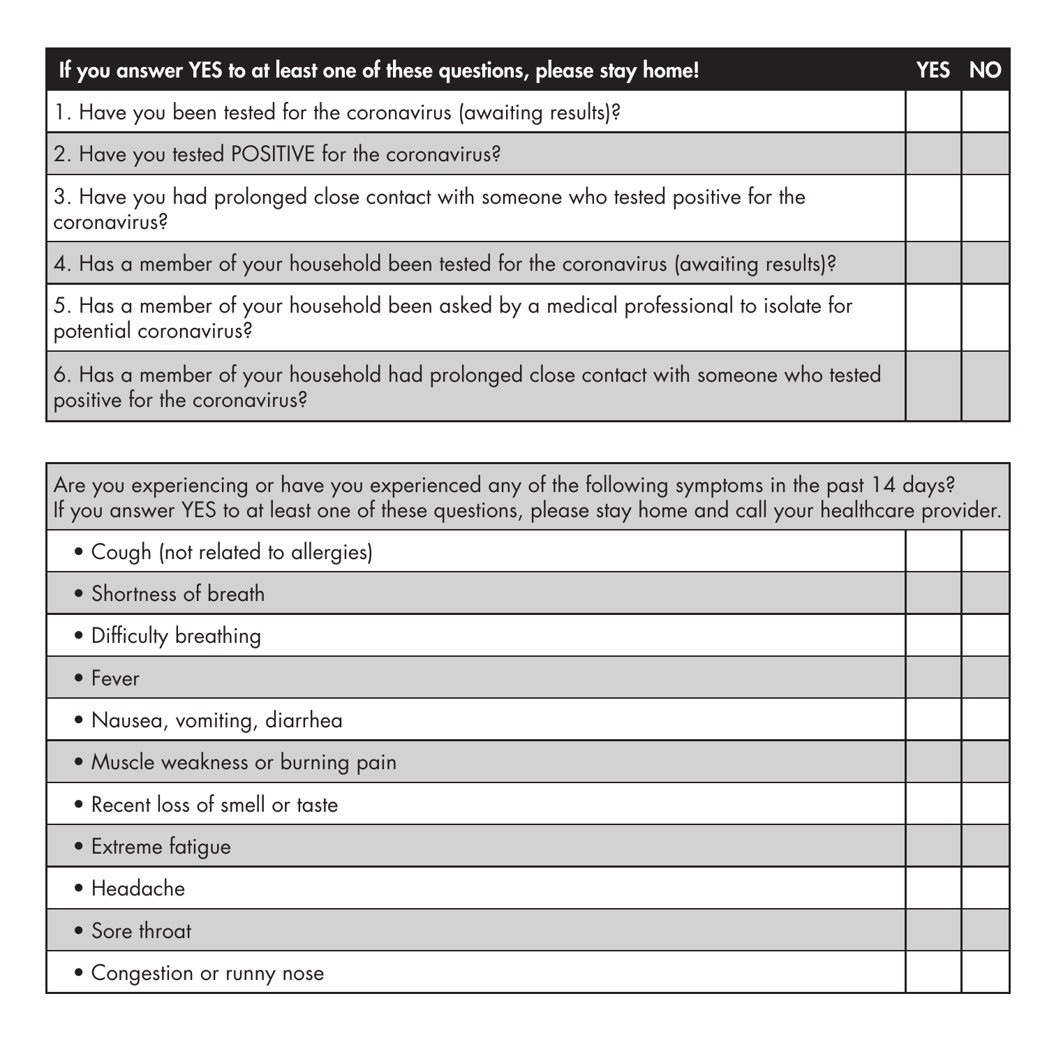| If you answer YES to at least one of these questions, please stay home! | YES | NO |
|---|---|---|
| 1. Have you been tested for the coronavirus (awaiting results)? | | |
| 2. Have you tested POSITIVE for the coronavirus? | | |
| 3. Have you had prolonged close contact with someone who tested positive for the coronavirus? | | |
| 4. Has a member of your household been tested for the coronavirus (awaiting results)? | | |
| 5. Has a member of your household been asked by a medical professional to isolate for potential coronavirus? | | |
| 6. Has a member of your household had prolonged close contact with someone who tested positive for the coronavirus? | | |

| Are you experiencing or have you experienced any of the following symptoms in the past 14 days? If you answer YES to at least one of these questions, please stay home and call your healthcare provider. | | |
|---|---|---|
| • Cough (not related to allergies) | | |
| • Shortness of breath | | |
| • Difficulty breathing | | |
| • Fever | | |
| • Nausea, vomiting, diarrhea | | |
| • Muscle weakness or burning pain | | |
| • Recent loss of smell or taste | | |
| • Extreme fatigue | | |
| • Headache | | |
| • Sore throat | | |
| • Congestion or runny nose | | |